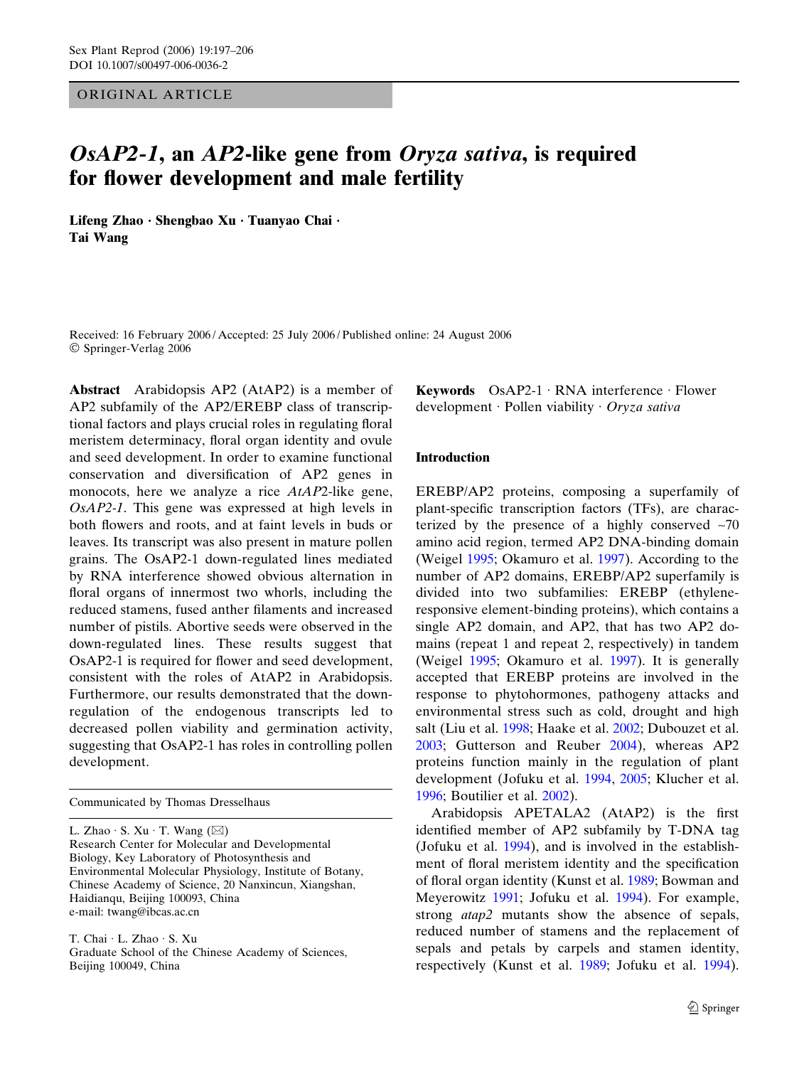ORIGINAL ARTICLE

# *OsAP2-1*, an *AP2*-like gene from *Oryza sativa*, is required for flower development and male fertility

**Lifeng Zhao · Shengbao Xu · Tuanyao Chai · Tai Wang**

Received: 16 February 2006 / Accepted: 25 July 2006 / Published online: 24 August 2006
© Springer-Verlag 2006

**Abstract** Arabidopsis AP2 (AtAP2) is a member of AP2 subfamily of the AP2/EREBP class of transcriptional factors and plays crucial roles in regulating floral meristem determinacy, floral organ identity and ovule and seed development. In order to examine functional conservation and diversification of AP2 genes in monocots, here we analyze a rice *AtAP2*-like gene, *OsAP2-1*. This gene was expressed at high levels in both flowers and roots, and at faint levels in buds or leaves. Its transcript was also present in mature pollen grains. The OsAP2-1 down-regulated lines mediated by RNA interference showed obvious alternation in floral organs of innermost two whorls, including the reduced stamens, fused anther filaments and increased number of pistils. Abortive seeds were observed in the down-regulated lines. These results suggest that OsAP2-1 is required for flower and seed development, consistent with the roles of AtAP2 in Arabidopsis. Furthermore, our results demonstrated that the down-regulation of the endogenous transcripts led to decreased pollen viability and germination activity, suggesting that OsAP2-1 has roles in controlling pollen development.

Communicated by Thomas Dresselhaus

L. Zhao · S. Xu · T. Wang (✉)
Research Center for Molecular and Developmental Biology, Key Laboratory of Photosynthesis and Environmental Molecular Physiology, Institute of Botany, Chinese Academy of Science, 20 Nanxincun, Xiangshan, Haidianqu, Beijing 100093, China
e-mail: twang@ibcas.ac.cn

T. Chai · L. Zhao · S. Xu
Graduate School of the Chinese Academy of Sciences, Beijing 100049, China

**Keywords** OsAP2-1 · RNA interference · Flower development · Pollen viability · *Oryza sativa*

## Introduction

EREBP/AP2 proteins, composing a superfamily of plant-specific transcription factors (TFs), are characterized by the presence of a highly conserved ~70 amino acid region, termed AP2 DNA-binding domain (Weigel 1995; Okamuro et al. 1997). According to the number of AP2 domains, EREBP/AP2 superfamily is divided into two subfamilies: EREBP (ethylene-responsive element-binding proteins), which contains a single AP2 domain, and AP2, that has two AP2 domains (repeat 1 and repeat 2, respectively) in tandem (Weigel 1995; Okamuro et al. 1997). It is generally accepted that EREBP proteins are involved in the response to phytohormones, pathogeny attacks and environmental stress such as cold, drought and high salt (Liu et al. 1998; Haake et al. 2002; Dubouzet et al. 2003; Gutterson and Reuber 2004), whereas AP2 proteins function mainly in the regulation of plant development (Jofuku et al. 1994, 2005; Klucher et al. 1996; Boutilier et al. 2002).

Arabidopsis APETALA2 (AtAP2) is the first identified member of AP2 subfamily by T-DNA tag (Jofuku et al. 1994), and is involved in the establishment of floral meristem identity and the specification of floral organ identity (Kunst et al. 1989; Bowman and Meyerowitz 1991; Jofuku et al. 1994). For example, strong *atap2* mutants show the absence of sepals, reduced number of stamens and the replacement of sepals and petals by carpels and stamen identity, respectively (Kunst et al. 1989; Jofuku et al. 1994).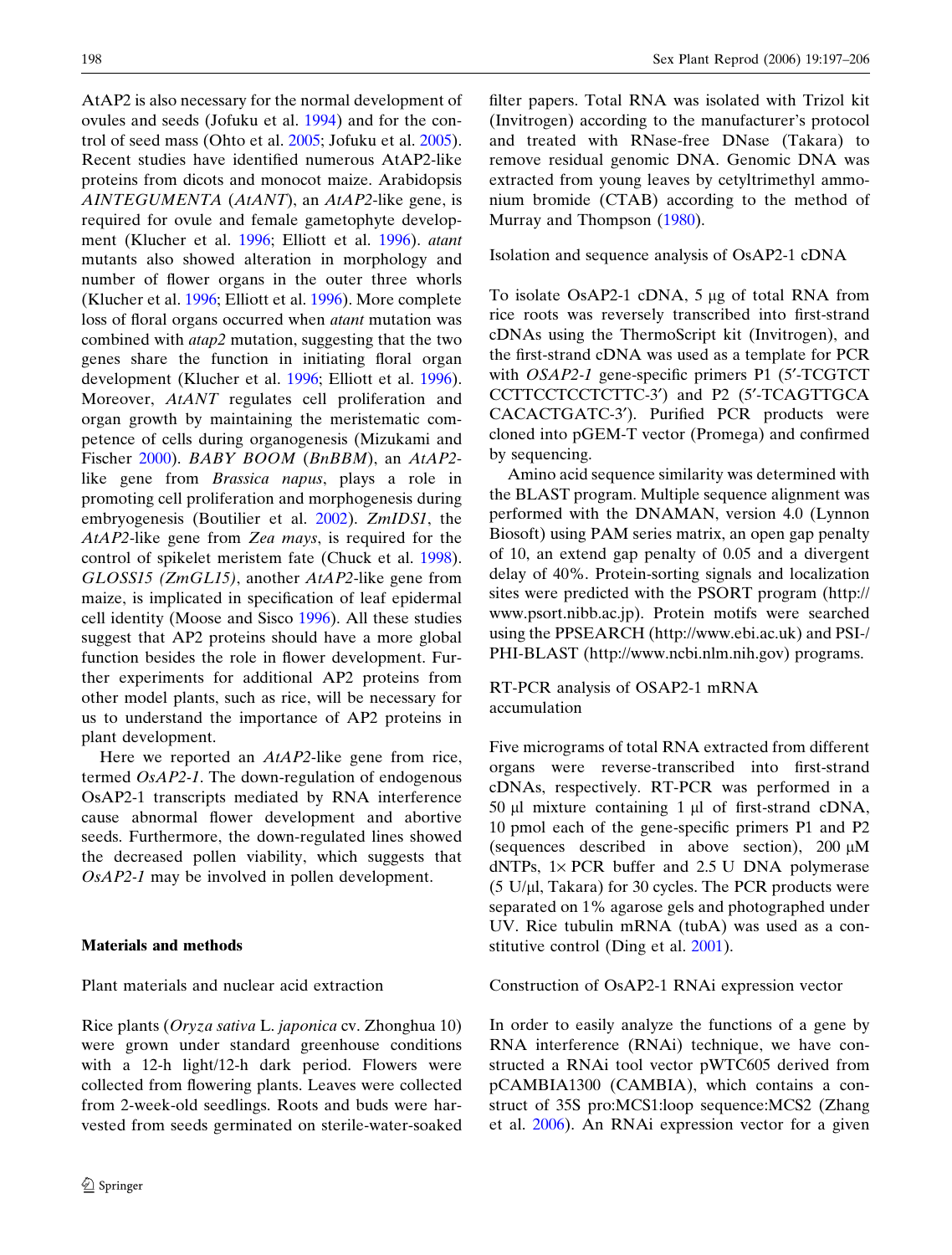AtAP2 is also necessary for the normal development of ovules and seeds (Jofuku et al. 1994) and for the control of seed mass (Ohto et al. 2005; Jofuku et al. 2005). Recent studies have identified numerous AtAP2-like proteins from dicots and monocot maize. Arabidopsis *AINTEGUMENTA* (*AtANT*), an *AtAP2*-like gene, is required for ovule and female gametophyte development (Klucher et al. 1996; Elliott et al. 1996). *atant* mutants also showed alteration in morphology and number of flower organs in the outer three whorls (Klucher et al. 1996; Elliott et al. 1996). More complete loss of floral organs occurred when *atant* mutation was combined with *atap2* mutation, suggesting that the two genes share the function in initiating floral organ development (Klucher et al. 1996; Elliott et al. 1996). Moreover, *AtANT* regulates cell proliferation and organ growth by maintaining the meristematic competence of cells during organogenesis (Mizukami and Fischer 2000). *BABY BOOM* (*BnBBM*), an *AtAP2*-like gene from *Brassica napus*, plays a role in promoting cell proliferation and morphogenesis during embryogenesis (Boutilier et al. 2002). *ZmIDS1*, the *AtAP2*-like gene from *Zea mays*, is required for the control of spikelet meristem fate (Chuck et al. 1998). *GLOSS15 (ZmGL15)*, another *AtAP2*-like gene from maize, is implicated in specification of leaf epidermal cell identity (Moose and Sisco 1996). All these studies suggest that AP2 proteins should have a more global function besides the role in flower development. Further experiments for additional AP2 proteins from other model plants, such as rice, will be necessary for us to understand the importance of AP2 proteins in plant development.

Here we reported an *AtAP2*-like gene from rice, termed *OsAP2-1*. The down-regulation of endogenous OsAP2-1 transcripts mediated by RNA interference cause abnormal flower development and abortive seeds. Furthermore, the down-regulated lines showed the decreased pollen viability, which suggests that *OsAP2-1* may be involved in pollen development.

## Materials and methods

### Plant materials and nuclear acid extraction

Rice plants (*Oryza sativa* L. *japonica* cv. Zhonghua 10) were grown under standard greenhouse conditions with a 12-h light/12-h dark period. Flowers were collected from flowering plants. Leaves were collected from 2-week-old seedlings. Roots and buds were harvested from seeds germinated on sterile-water-soaked filter papers. Total RNA was isolated with Trizol kit (Invitrogen) according to the manufacturer's protocol and treated with RNase-free DNase (Takara) to remove residual genomic DNA. Genomic DNA was extracted from young leaves by cetyltrimethyl ammonium bromide (CTAB) according to the method of Murray and Thompson (1980).

### Isolation and sequence analysis of OsAP2-1 cDNA

To isolate OsAP2-1 cDNA, 5 μg of total RNA from rice roots was reversely transcribed into first-strand cDNAs using the ThermoScript kit (Invitrogen), and the first-strand cDNA was used as a template for PCR with *OSAP2-1* gene-specific primers P1 (5′-TCGTCT CCTTCCTCCTCTTC-3′) and P2 (5′-TCAGTTGCA CACACTGATC-3′). Purified PCR products were cloned into pGEM-T vector (Promega) and confirmed by sequencing.

Amino acid sequence similarity was determined with the BLAST program. Multiple sequence alignment was performed with the DNAMAN, version 4.0 (Lynnon Biosoft) using PAM series matrix, an open gap penalty of 10, an extend gap penalty of 0.05 and a divergent delay of 40%. Protein-sorting signals and localization sites were predicted with the PSORT program (http://www.psort.nibb.ac.jp). Protein motifs were searched using the PPSEARCH (http://www.ebi.ac.uk) and PSI-/PHI-BLAST (http://www.ncbi.nlm.nih.gov) programs.

### RT-PCR analysis of OSAP2-1 mRNA accumulation

Five micrograms of total RNA extracted from different organs were reverse-transcribed into first-strand cDNAs, respectively. RT-PCR was performed in a 50 μl mixture containing 1 μl of first-strand cDNA, 10 pmol each of the gene-specific primers P1 and P2 (sequences described in above section), 200 μM dNTPs, 1× PCR buffer and 2.5 U DNA polymerase (5 U/μl, Takara) for 30 cycles. The PCR products were separated on 1% agarose gels and photographed under UV. Rice tubulin mRNA (tubA) was used as a constitutive control (Ding et al. 2001).

### Construction of OsAP2-1 RNAi expression vector

In order to easily analyze the functions of a gene by RNA interference (RNAi) technique, we have constructed a RNAi tool vector pWTC605 derived from pCAMBIA1300 (CAMBIA), which contains a construct of 35S pro:MCS1:loop sequence:MCS2 (Zhang et al. 2006). An RNAi expression vector for a given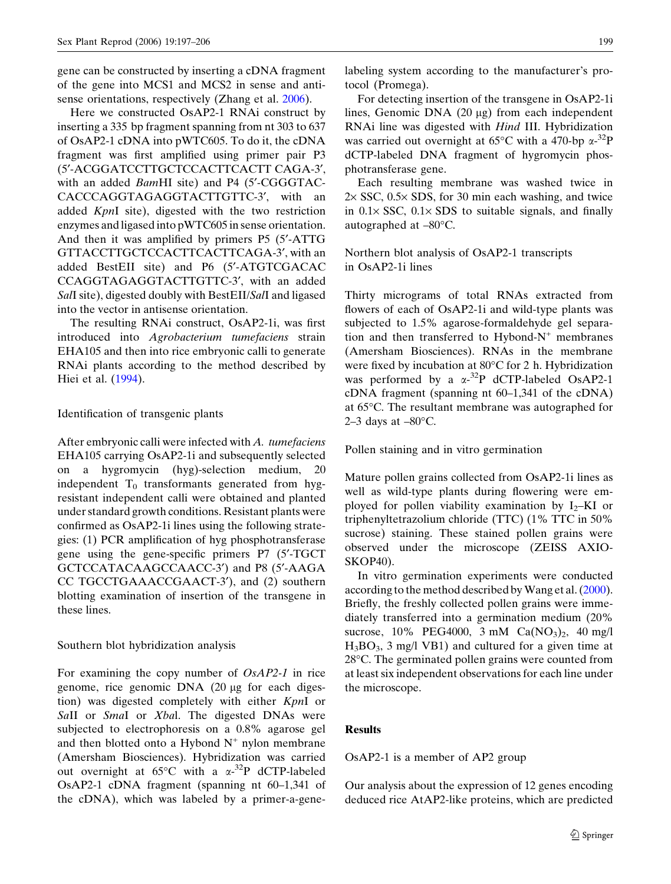gene can be constructed by inserting a cDNA fragment of the gene into MCS1 and MCS2 in sense and antisense orientations, respectively (Zhang et al. 2006).

Here we constructed OsAP2-1 RNAi construct by inserting a 335 bp fragment spanning from nt 303 to 637 of OsAP2-1 cDNA into pWTC605. To do it, the cDNA fragment was first amplified using primer pair P3 (5′-ACGGATCCTTGCTCCACTTCACTT CAGA-3′, with an added *Bam*HI site) and P4 (5′-CGGGTACCACCCAGGTAGAGGTACTTGTTC-3′, with an added *Kpn*I site), digested with the two restriction enzymes and ligased into pWTC605 in sense orientation. And then it was amplified by primers P5 (5′-ATTGGTTACCTTGCTCCACTTCACTTCAGA-3′, with an added BestEII site) and P6 (5′-ATGTCGACACCCAGGTAGAGGTACTTGTTC-3′, with an added *Sal*I site), digested doubly with BestEII/*Sal*I and ligased into the vector in antisense orientation.

The resulting RNAi construct, OsAP2-1i, was first introduced into *Agrobacterium tumefaciens* strain EHA105 and then into rice embryonic calli to generate RNAi plants according to the method described by Hiei et al. (1994).

### Identification of transgenic plants

After embryonic calli were infected with *A. tumefaciens* EHA105 carrying OsAP2-1i and subsequently selected on a hygromycin (hyg)-selection medium, 20 independent $T_0$ transformants generated from hyg-resistant independent calli were obtained and planted under standard growth conditions. Resistant plants were confirmed as OsAP2-1i lines using the following strategies: (1) PCR amplification of hyg phosphotransferase gene using the gene-specific primers P7 (5′-TGCTGCTCCATACAAGCCAACC-3′) and P8 (5′-AAGACC TGCCTGAAACCGAACT-3′), and (2) southern blotting examination of insertion of the transgene in these lines.

### Southern blot hybridization analysis

For examining the copy number of *OsAP2-1* in rice genome, rice genomic DNA (20 μg for each digestion) was digested completely with either *Kpn*I or *Sa*lI or *Sma*I or *Xba*I. The digested DNAs were subjected to electrophoresis on a 0.8% agarose gel and then blotted onto a Hybond $N^+$ nylon membrane (Amersham Biosciences). Hybridization was carried out overnight at 65°C with a $\alpha$-$^{32}$P dCTP-labeled OsAP2-1 cDNA fragment (spanning nt 60–1,341 of the cDNA), which was labeled by a primer-a-gene-labeling system according to the manufacturer's protocol (Promega).

For detecting insertion of the transgene in OsAP2-1i lines, Genomic DNA (20 μg) from each independent RNAi line was digested with *Hind* III. Hybridization was carried out overnight at 65°C with a 470-bp $\alpha$-$^{32}$P dCTP-labeled DNA fragment of hygromycin phosphotransferase gene.

Each resulting membrane was washed twice in 2× SSC, 0.5× SDS, for 30 min each washing, and twice in 0.1× SSC, 0.1× SDS to suitable signals, and finally autographed at –80°C.

### Northern blot analysis of OsAP2-1 transcripts in OsAP2-1i lines

Thirty micrograms of total RNAs extracted from flowers of each of OsAP2-1i and wild-type plants was subjected to 1.5% agarose-formaldehyde gel separation and then transferred to Hybond-$N^+$ membranes (Amersham Biosciences). RNAs in the membrane were fixed by incubation at 80°C for 2 h. Hybridization was performed by a $\alpha$-$^{32}$P dCTP-labeled OsAP2-1 cDNA fragment (spanning nt 60–1,341 of the cDNA) at 65°C. The resultant membrane was autographed for 2–3 days at –80°C.

### Pollen staining and in vitro germination

Mature pollen grains collected from OsAP2-1i lines as well as wild-type plants during flowering were employed for pollen viability examination by $I_2$–KI or triphenyltetrazolium chloride (TTC) (1% TTC in 50% sucrose) staining. These stained pollen grains were observed under the microscope (ZEISS AXIOSKOP40).

In vitro germination experiments were conducted according to the method described by Wang et al. (2000). Briefly, the freshly collected pollen grains were immediately transferred into a germination medium (20% sucrose, 10% PEG4000, 3 mM $Ca(NO_3)_2$, 40 mg/l $H_3BO_3$, 3 mg/l VB1) and cultured for a given time at 28°C. The germinated pollen grains were counted from at least six independent observations for each line under the microscope.

## Results

### OsAP2-1 is a member of AP2 group

Our analysis about the expression of 12 genes encoding deduced rice AtAP2-like proteins, which are predicted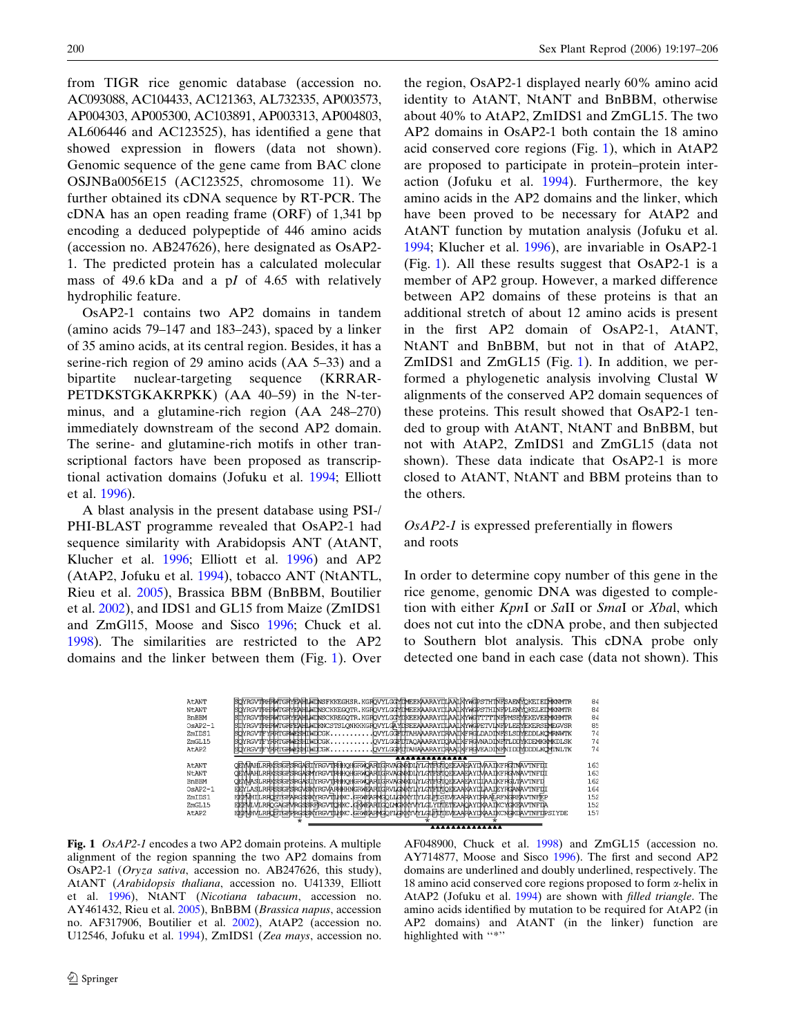from TIGR rice genomic database (accession no. AC093088, AC104433, AC121363, AL732335, AP003573, AP004303, AP005300, AC103891, AP003313, AP004803, AL606446 and AC123525), has identified a gene that showed expression in flowers (data not shown). Genomic sequence of the gene came from BAC clone OSJNBa0056E15 (AC123525, chromosome 11). We further obtained its cDNA sequence by RT-PCR. The cDNA has an open reading frame (ORF) of 1,341 bp encoding a deduced polypeptide of 446 amino acids (accession no. AB247626), here designated as OsAP2-1. The predicted protein has a calculated molecular mass of 49.6 kDa and a p*I* of 4.65 with relatively hydrophilic feature.

OsAP2-1 contains two AP2 domains in tandem (amino acids 79–147 and 183–243), spaced by a linker of 35 amino acids, at its central region. Besides, it has a serine-rich region of 29 amino acids (AA 5–33) and a bipartite nuclear-targeting sequence (KRRARPETDKSTGKAKRPKK) (AA 40–59) in the N-terminus, and a glutamine-rich region (AA 248–270) immediately downstream of the second AP2 domain. The serine- and glutamine-rich motifs in other transcriptional factors have been proposed as transcriptional activation domains (Jofuku et al. 1994; Elliott et al. 1996).

A blast analysis in the present database using PSI-/PHI-BLAST programme revealed that OsAP2-1 had sequence similarity with Arabidopsis ANT (AtANT, Klucher et al. 1996; Elliott et al. 1996) and AP2 (AtAP2, Jofuku et al. 1994), tobacco ANT (NtANTL, Rieu et al. 2005), Brassica BBM (BnBBM, Boutilier et al. 2002), and IDS1 and GL15 from Maize (ZmIDS1 and ZmGl15, Moose and Sisco 1996; Chuck et al. 1998). The similarities are restricted to the AP2 domains and the linker between them (Fig. 1). Over the region, OsAP2-1 displayed nearly 60% amino acid identity to AtANT, NtANT and BnBBM, otherwise about 40% to AtAP2, ZmIDS1 and ZmGL15. The two AP2 domains in OsAP2-1 both contain the 18 amino acid conserved core regions (Fig. 1), which in AtAP2 are proposed to participate in protein–protein interaction (Jofuku et al. 1994). Furthermore, the key amino acids in the AP2 domains and the linker, which have been proved to be necessary for AtAP2 and AtANT function by mutation analysis (Jofuku et al. 1994; Klucher et al. 1996), are invariable in OsAP2-1 (Fig. 1). All these results suggest that OsAP2-1 is a member of AP2 group. However, a marked difference between AP2 domains of these proteins is that an additional stretch of about 12 amino acids is present in the first AP2 domain of OsAP2-1, AtANT, NtANT and BnBBM, but not in that of AtAP2, ZmIDS1 and ZmGL15 (Fig. 1). In addition, we performed a phylogenetic analysis involving Clustal W alignments of the conserved AP2 domain sequences of these proteins. This result showed that OsAP2-1 tended to group with AtANT, NtANT and BnBBM, but not with AtAP2, ZmIDS1 and ZmGL15 (data not shown). These data indicate that OsAP2-1 is more closed to AtANT, NtANT and BBM proteins than to the others.

## *OsAP2-1* is expressed preferentially in flowers and roots

In order to determine copy number of this gene in the rice genome, genomic DNA was digested to completion with either *Kpn*I or *Sa*lI or *Sma*I or *Xba*I, which does not cut into the cDNA probe, and then subjected to Southern blot analysis. This cDNA probe only detected one band in each case (data not shown). This

```
AtANT    SQYRGVTRHRWTGRYEAHLWDNSFKKEGHSR.KGRQVYLGGYDMEEKAARAYDLAALKYWGPSTHINFSAENYQKEIEDMKNMTR   84
NtANT    SQYRGVTRHRWTGRYEAHLWDNSCKKEGQTR.KGRQVYLGGYDMEEKAARAYDLAALKYWGPSTHINFPLENYQKELEDMKNMTR   84
BnBBM    STYRGVTRHRWTGRYEAHLWDNSCKREGQTR.KGRQVYLGGYDKEEKAARAYDLAALKYWGTTTTTNFPMSEYEKEVEEMKHMTR   84
OsAP2-1  STYRGVTRHRWTGRFEAHLWDKNCSTSLQNKKKGRQVYLGAYDSEEAAARAYDLAALKYWGPETVLNFPLEEYEKERSEMEGVSR   85
ZmIDS1   SQYRGVTFYRRTGRWESHIWDCGK..........QVYLGGFDTAHAAARAYDRAAIKFRGLDADINFSLSDYEDDLKQMRNWTK   74
ZmGL15   SQYRGVTFYRRTGRWESHIWDCGK..........QVYLGGFDTAQAAARAYDQAAIKFRGVNADINFTLDDYKDEMKKMKDLSK   74
AtAP2    SQYRGVTFYRRTGRWESHIWDCGK..........QVYLGGFDTAHAAARAYDRAAIKFRGVEADINFNIDDYDDDLKQMTNLTK   74

AtANT    QEYVAHLRRKSSGFSRGASIYRGVTRHHQHGRWQARIGRVAGNKDLYLGTFGTQEEAAEAYDIAAIKFRGINAVTNFDI       163
NtANT    QEYVAHLRRKSSGFSRGASMYRGVTRHHQHGRWQARIGRVAGNKDLYLGTFSTQEEAAEAYDVAAIKFRGVNAVTNFDI       163
BnBBM    QEYVASLRRKSSGFSRGASIYRGVTRHHQHGRWQARIGRVAGNKDLYLGTFGTQEEAAEAYDIAAIKFRGLTAVTNFD        162
OsAP2-1  EEYLASLRRRSSGFSRGVSKYRGVARHHHNGRWEARIGRVLGNKYLYLGTFDTQEEAAKAYDLAAIEYRGANAVTNFDI       164
ZmIDS1   EEFVHILRRQSTGFARGSSKYRGVTLHKC.GRWEARMGQLLGKKYIYLGLFDSEVEAARAYDRAALRFNGREAVTNFEP       152
ZmGL15   EEFVLVLRRQGAGFVRGSSRFRGVTQHKC.GKWEARIGQLMGKKYVYLGLYDTETEAAQAYDKAAIKCYGKEAVTNFDA       152
AtAP2    EEFVHVLRRQSTGFPRGSSKYRGVTLHKC.GRWEARMGQFLGKKYVYLGLFDTEVEAARAYDKAAIKCNGKDAVTNFDPSIYDE  157
```

**Fig. 1** *OsAP2-1* encodes a two AP2 domain proteins. A multiple alignment of the region spanning the two AP2 domains from OsAP2-1 (*Oryza sativa*, accession no. AB247626, this study), AtANT (*Arabidopsis thaliana*, accession no. U41339, Elliott et al. 1996), NtANT (*Nicotiana tabacum*, accession no. AY461432, Rieu et al. 2005), BnBBM (*Brassica napus*, accession no. AF317906, Boutilier et al. 2002), AtAP2 (accession no. U12546, Jofuku et al. 1994), ZmIDS1 (*Zea mays*, accession no. AF048900, Chuck et al. 1998) and ZmGL15 (accession no. AY714877, Moose and Sisco 1996). The first and second AP2 domains are underlined and doubly underlined, respectively. The 18 amino acid conserved core regions proposed to form α-helix in AtAP2 (Jofuku et al. 1994) are shown with *filled triangle*. The amino acids identified by mutation to be required for AtAP2 (in AP2 domains) and AtANT (in the linker) function are highlighted with "*"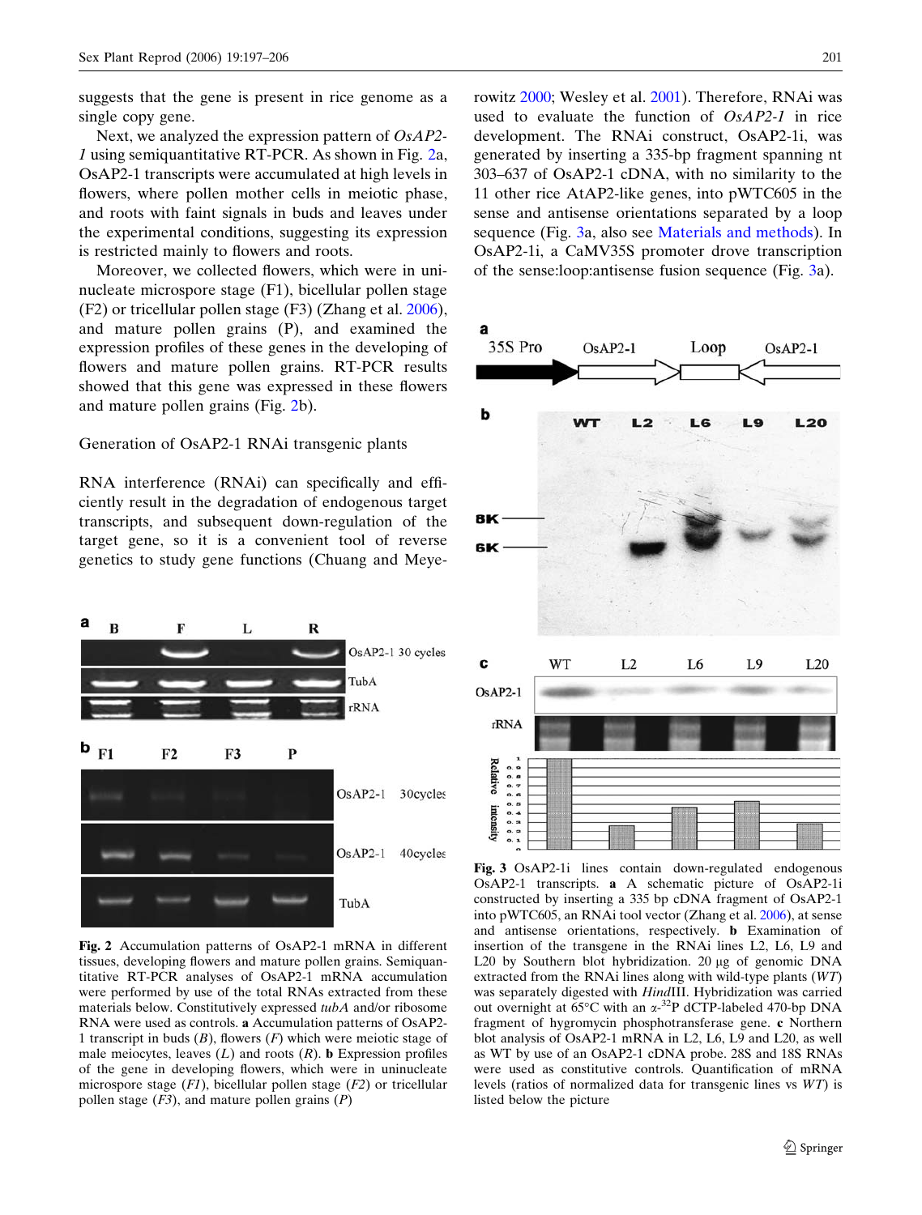suggests that the gene is present in rice genome as a single copy gene.

Next, we analyzed the expression pattern of *OsAP2-1* using semiquantitative RT-PCR. As shown in Fig. 2a, OsAP2-1 transcripts were accumulated at high levels in flowers, where pollen mother cells in meiotic phase, and roots with faint signals in buds and leaves under the experimental conditions, suggesting its expression is restricted mainly to flowers and roots.

Moreover, we collected flowers, which were in uninucleate microspore stage (F1), bicellular pollen stage (F2) or tricellular pollen stage (F3) (Zhang et al. 2006), and mature pollen grains (P), and examined the expression profiles of these genes in the developing of flowers and mature pollen grains. RT-PCR results showed that this gene was expressed in these flowers and mature pollen grains (Fig. 2b).

Generation of OsAP2-1 RNAi transgenic plants

RNA interference (RNAi) can specifically and efficiently result in the degradation of endogenous target transcripts, and subsequent down-regulation of the target gene, so it is a convenient tool of reverse genetics to study gene functions (Chuang and Meyerowitz 2000; Wesley et al. 2001). Therefore, RNAi was used to evaluate the function of *OsAP2-1* in rice development. The RNAi construct, OsAP2-1i, was generated by inserting a 335-bp fragment spanning nt 303–637 of OsAP2-1 cDNA, with no similarity to the 11 other rice AtAP2-like genes, into pWTC605 in the sense and antisense orientations separated by a loop sequence (Fig. 3a, also see Materials and methods). In OsAP2-1i, a CaMV35S promoter drove transcription of the sense:loop:antisense fusion sequence (Fig. 3a).

**Fig. 2** Accumulation patterns of OsAP2-1 mRNA in different tissues, developing flowers and mature pollen grains. Semiquantitative RT-PCR analyses of OsAP2-1 mRNA accumulation were performed by use of the total RNAs extracted from these materials below. Constitutively expressed *tubA* and/or ribosome RNA were used as controls. **a** Accumulation patterns of OsAP2-1 transcript in buds (*B*), flowers (*F*) which were meiotic stage of male meiocytes, leaves (*L*) and roots (*R*). **b** Expression profiles of the gene in developing flowers, which were in uninucleate microspore stage (*F1*), bicellular pollen stage (*F2*) or tricellular pollen stage (*F3*), and mature pollen grains (*P*)

**Fig. 3** OsAP2-1i lines contain down-regulated endogenous OsAP2-1 transcripts. **a** A schematic picture of OsAP2-1i constructed by inserting a 335 bp cDNA fragment of OsAP2-1 into pWTC605, an RNAi tool vector (Zhang et al. 2006), at sense and antisense orientations, respectively. **b** Examination of insertion of the transgene in the RNAi lines L2, L6, L9 and L20 by Southern blot hybridization. 20 μg of genomic DNA extracted from the RNAi lines along with wild-type plants (*WT*) was separately digested with *Hin*dIII. Hybridization was carried out overnight at 65°C with an $\alpha$-$^{32}$P dCTP-labeled 470-bp DNA fragment of hygromycin phosphotransferase gene. **c** Northern blot analysis of OsAP2-1 mRNA in L2, L6, L9 and L20, as well as WT by use of an OsAP2-1 cDNA probe. 28S and 18S RNAs were used as constitutive controls. Quantification of mRNA levels (ratios of normalized data for transgenic lines vs *WT*) is listed below the picture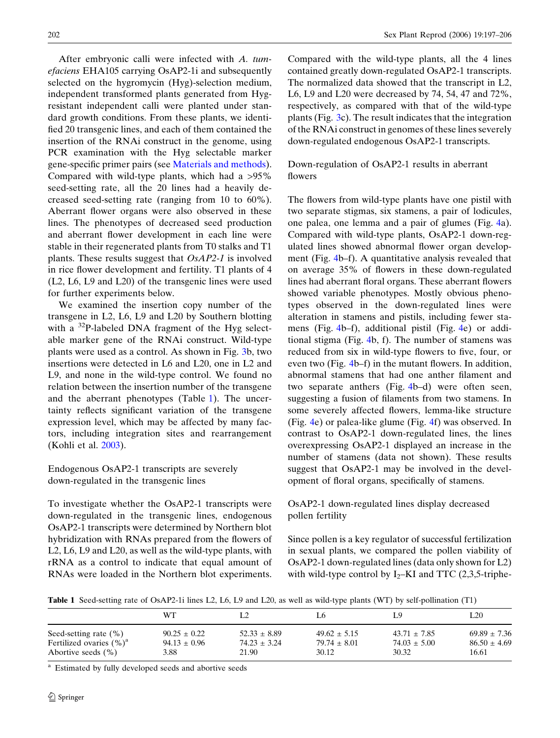After embryonic calli were infected with *A. tumefaciens* EHA105 carrying OsAP2-1i and subsequently selected on the hygromycin (Hyg)-selection medium, independent transformed plants generated from Hyg-resistant independent calli were planted under standard growth conditions. From these plants, we identified 20 transgenic lines, and each of them contained the insertion of the RNAi construct in the genome, using PCR examination with the Hyg selectable marker gene-specific primer pairs (see Materials and methods). Compared with wild-type plants, which had a >95% seed-setting rate, all the 20 lines had a heavily decreased seed-setting rate (ranging from 10 to 60%). Aberrant flower organs were also observed in these lines. The phenotypes of decreased seed production and aberrant flower development in each line were stable in their regenerated plants from T0 stalks and T1 plants. These results suggest that *OsAP2-1* is involved in rice flower development and fertility. T1 plants of 4 (L2, L6, L9 and L20) of the transgenic lines were used for further experiments below.

We examined the insertion copy number of the transgene in L2, L6, L9 and L20 by Southern blotting with a $^{32}$P-labeled DNA fragment of the Hyg selectable marker gene of the RNAi construct. Wild-type plants were used as a control. As shown in Fig. 3b, two insertions were detected in L6 and L20, one in L2 and L9, and none in the wild-type control. We found no relation between the insertion number of the transgene and the aberrant phenotypes (Table 1). The uncertainty reflects significant variation of the transgene expression level, which may be affected by many factors, including integration sites and rearrangement (Kohli et al. 2003).

## Endogenous OsAP2-1 transcripts are severely down-regulated in the transgenic lines

To investigate whether the OsAP2-1 transcripts were down-regulated in the transgenic lines, endogenous OsAP2-1 transcripts were determined by Northern blot hybridization with RNAs prepared from the flowers of L2, L6, L9 and L20, as well as the wild-type plants, with rRNA as a control to indicate that equal amount of RNAs were loaded in the Northern blot experiments. Compared with the wild-type plants, all the 4 lines contained greatly down-regulated OsAP2-1 transcripts. The normalized data showed that the transcript in L2, L6, L9 and L20 were decreased by 74, 54, 47 and 72%, respectively, as compared with that of the wild-type plants (Fig. 3c). The result indicates that the integration of the RNAi construct in genomes of these lines severely down-regulated endogenous OsAP2-1 transcripts.

## Down-regulation of OsAP2-1 results in aberrant flowers

The flowers from wild-type plants have one pistil with two separate stigmas, six stamens, a pair of lodicules, one palea, one lemma and a pair of glumes (Fig. 4a). Compared with wild-type plants, OsAP2-1 down-regulated lines showed abnormal flower organ development (Fig. 4b–f). A quantitative analysis revealed that on average 35% of flowers in these down-regulated lines had aberrant floral organs. These aberrant flowers showed variable phenotypes. Mostly obvious phenotypes observed in the down-regulated lines were alteration in stamens and pistils, including fewer stamens (Fig. 4b–f), additional pistil (Fig. 4e) or additional stigma (Fig. 4b, f). The number of stamens was reduced from six in wild-type flowers to five, four, or even two (Fig. 4b–f) in the mutant flowers. In addition, abnormal stamens that had one anther filament and two separate anthers (Fig. 4b–d) were often seen, suggesting a fusion of filaments from two stamens. In some severely affected flowers, lemma-like structure (Fig. 4e) or palea-like glume (Fig. 4f) was observed. In contrast to OsAP2-1 down-regulated lines, the lines overexpressing OsAP2-1 displayed an increase in the number of stamens (data not shown). These results suggest that OsAP2-1 may be involved in the development of floral organs, specifically of stamens.

## OsAP2-1 down-regulated lines display decreased pollen fertility

Since pollen is a key regulator of successful fertilization in sexual plants, we compared the pollen viability of OsAP2-1 down-regulated lines (data only shown for L2) with wild-type control by $I_2$–KI and TTC (2,3,5-triphe-

**Table 1** Seed-setting rate of OsAP2-1i lines L2, L6, L9 and L20, as well as wild-type plants (WT) by self-pollination (T1)

| | WT | L2 | L6 | L9 | L20 |
|---|---|---|---|---|---|
| Seed-setting rate (%) | 90.25 ± 0.22 | 52.33 ± 8.89 | 49.62 ± 5.15 | 43.71 ± 7.85 | 69.89 ± 7.36 |
| Fertilized ovaries (%)[a] | 94.13 ± 0.96 | 74.23 ± 3.24 | 79.74 ± 8.01 | 74.03 ± 5.00 | 86.50 ± 4.69 |
| Abortive seeds (%) | 3.88 | 21.90 | 30.12 | 30.32 | 16.61 |

[a] Estimated by fully developed seeds and abortive seeds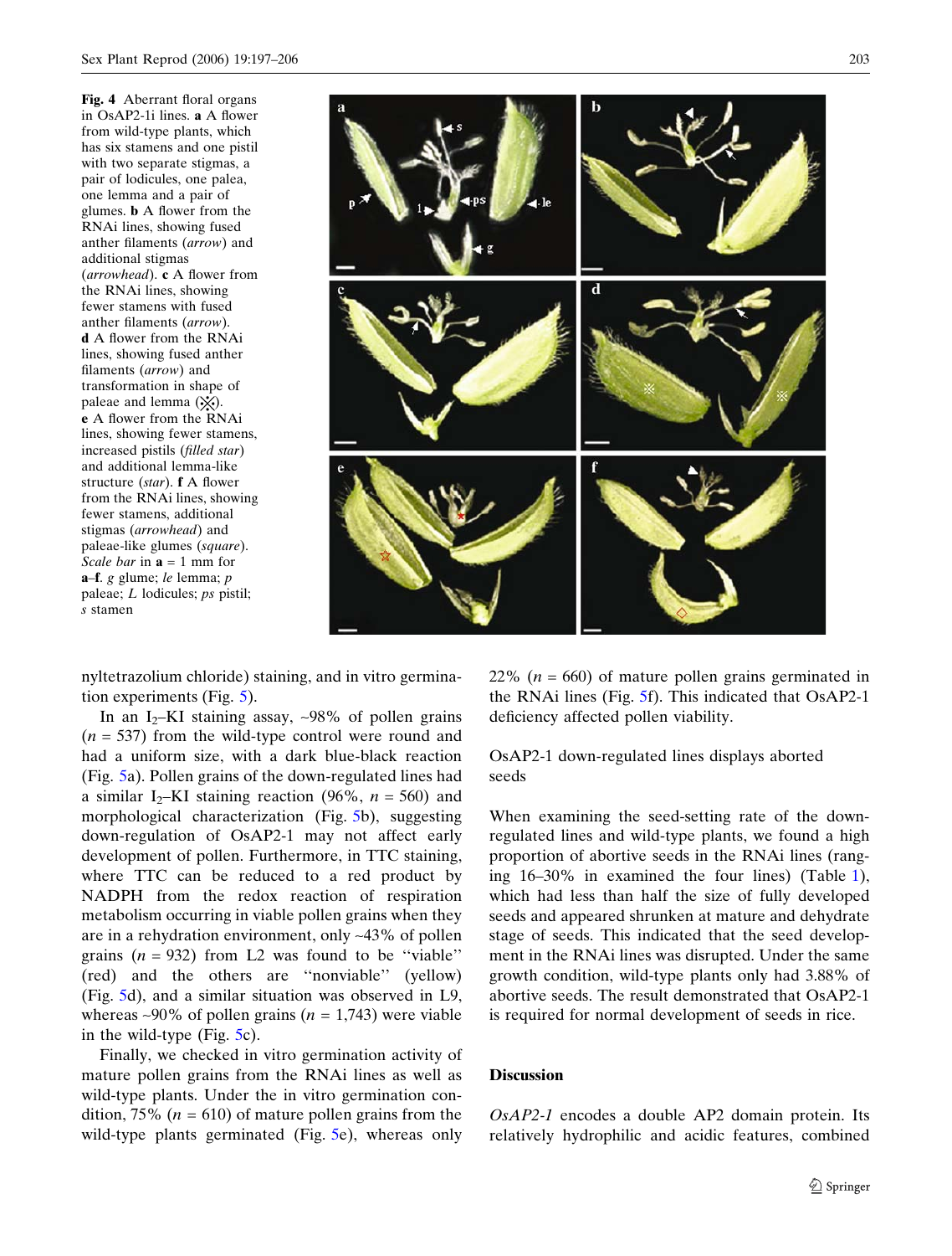**Fig. 4** Aberrant floral organs in OsAP2-1i lines. **a** A flower from wild-type plants, which has six stamens and one pistil with two separate stigmas, a pair of lodicules, one palea, one lemma and a pair of glumes. **b** A flower from the RNAi lines, showing fused anther filaments (*arrow*) and additional stigmas (*arrowhead*). **c** A flower from the RNAi lines, showing fewer stamens with fused anther filaments (*arrow*). **d** A flower from the RNAi lines, showing fused anther filaments (*arrow*) and transformation in shape of paleae and lemma (⨷). **e** A flower from the RNAi lines, showing fewer stamens, increased pistils (*filled star*) and additional lemma-like structure (*star*). **f** A flower from the RNAi lines, showing fewer stamens, additional stigmas (*arrowhead*) and paleae-like glumes (*square*). *Scale bar* in **a** = 1 mm for **a**–**f**. *g* glume; *le* lemma; *p* paleae; *L* lodicules; *ps* pistil; *s* stamen

nyltetrazolium chloride) staining, and in vitro germination experiments (Fig. 5).

In an $I_2$–KI staining assay, ~98% of pollen grains ($n = 537$) from the wild-type control were round and had a uniform size, with a dark blue-black reaction (Fig. 5a). Pollen grains of the down-regulated lines had a similar $I_2$–KI staining reaction (96%, $n = 560$) and morphological characterization (Fig. 5b), suggesting down-regulation of OsAP2-1 may not affect early development of pollen. Furthermore, in TTC staining, where TTC can be reduced to a red product by NADPH from the redox reaction of respiration metabolism occurring in viable pollen grains when they are in a rehydration environment, only ~43% of pollen grains ($n = 932$) from L2 was found to be "viable" (red) and the others are "nonviable" (yellow) (Fig. 5d), and a similar situation was observed in L9, whereas ~90% of pollen grains ($n = 1{,}743$) were viable in the wild-type (Fig. 5c).

Finally, we checked in vitro germination activity of mature pollen grains from the RNAi lines as well as wild-type plants. Under the in vitro germination condition, 75% ($n = 610$) of mature pollen grains from the wild-type plants germinated (Fig. 5e), whereas only 22% ($n = 660$) of mature pollen grains germinated in the RNAi lines (Fig. 5f). This indicated that OsAP2-1 deficiency affected pollen viability.

### OsAP2-1 down-regulated lines displays aborted seeds

When examining the seed-setting rate of the down-regulated lines and wild-type plants, we found a high proportion of abortive seeds in the RNAi lines (ranging 16–30% in examined the four lines) (Table 1), which had less than half the size of fully developed seeds and appeared shrunken at mature and dehydrate stage of seeds. This indicated that the seed development in the RNAi lines was disrupted. Under the same growth condition, wild-type plants only had 3.88% of abortive seeds. The result demonstrated that OsAP2-1 is required for normal development of seeds in rice.

## Discussion

*OsAP2-1* encodes a double AP2 domain protein. Its relatively hydrophilic and acidic features, combined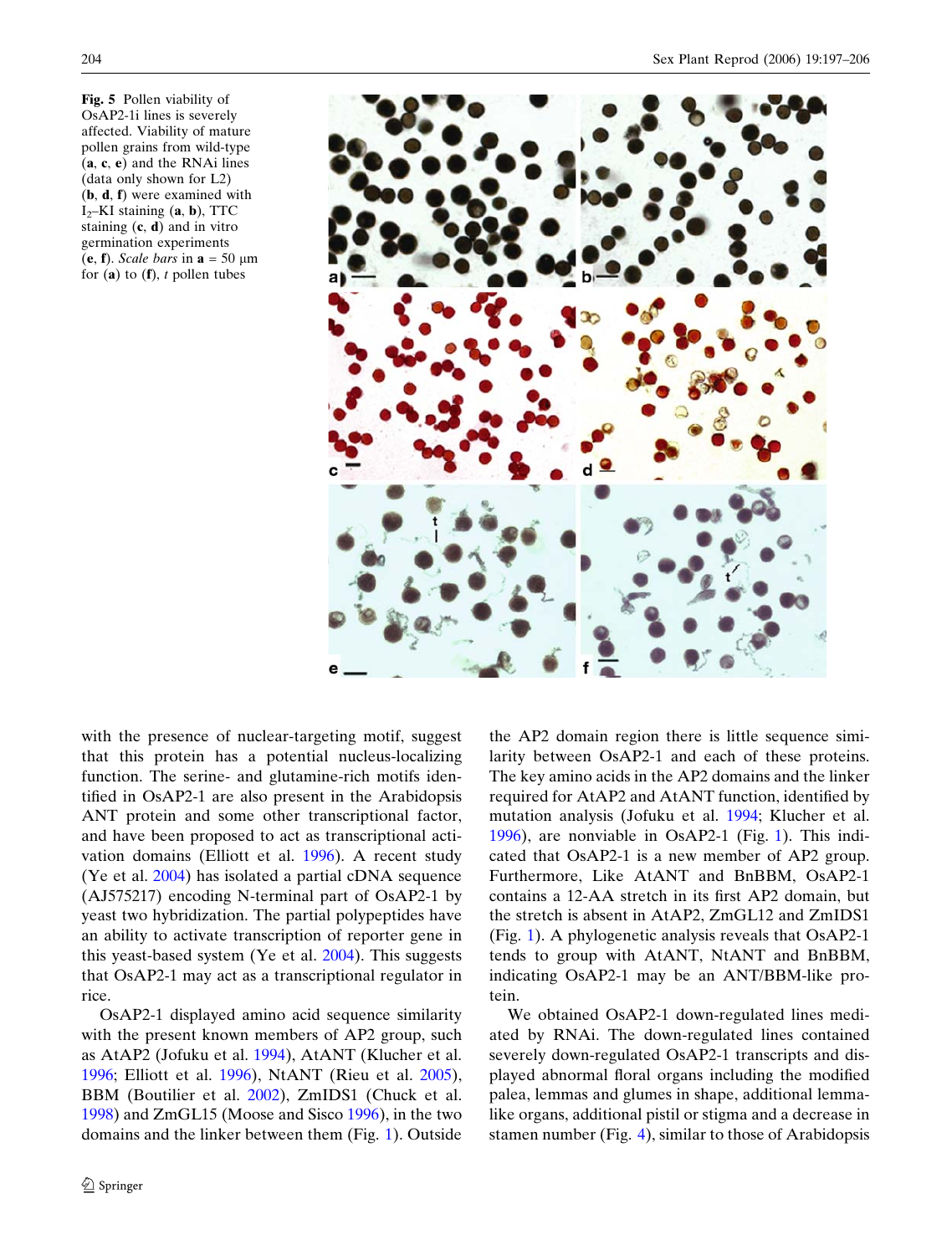**Fig. 5** Pollen viability of OsAP2-1i lines is severely affected. Viability of mature pollen grains from wild-type (**a**, **c**, **e**) and the RNAi lines (data only shown for L2) (**b**, **d**, **f**) were examined with $I_2$–KI staining (**a**, **b**), TTC staining (**c**, **d**) and in vitro germination experiments (**e**, **f**). *Scale bars* in **a** = 50 μm for (**a**) to (**f**), *t* pollen tubes

with the presence of nuclear-targeting motif, suggest that this protein has a potential nucleus-localizing function. The serine- and glutamine-rich motifs identified in OsAP2-1 are also present in the Arabidopsis ANT protein and some other transcriptional factor, and have been proposed to act as transcriptional activation domains (Elliott et al. 1996). A recent study (Ye et al. 2004) has isolated a partial cDNA sequence (AJ575217) encoding N-terminal part of OsAP2-1 by yeast two hybridization. The partial polypeptides have an ability to activate transcription of reporter gene in this yeast-based system (Ye et al. 2004). This suggests that OsAP2-1 may act as a transcriptional regulator in rice.

OsAP2-1 displayed amino acid sequence similarity with the present known members of AP2 group, such as AtAP2 (Jofuku et al. 1994), AtANT (Klucher et al. 1996; Elliott et al. 1996), NtANT (Rieu et al. 2005), BBM (Boutilier et al. 2002), ZmIDS1 (Chuck et al. 1998) and ZmGL15 (Moose and Sisco 1996), in the two domains and the linker between them (Fig. 1). Outside the AP2 domain region there is little sequence similarity between OsAP2-1 and each of these proteins. The key amino acids in the AP2 domains and the linker required for AtAP2 and AtANT function, identified by mutation analysis (Jofuku et al. 1994; Klucher et al. 1996), are nonviable in OsAP2-1 (Fig. 1). This indicated that OsAP2-1 is a new member of AP2 group. Furthermore, Like AtANT and BnBBM, OsAP2-1 contains a 12-AA stretch in its first AP2 domain, but the stretch is absent in AtAP2, ZmGL12 and ZmIDS1 (Fig. 1). A phylogenetic analysis reveals that OsAP2-1 tends to group with AtANT, NtANT and BnBBM, indicating OsAP2-1 may be an ANT/BBM-like protein.

We obtained OsAP2-1 down-regulated lines mediated by RNAi. The down-regulated lines contained severely down-regulated OsAP2-1 transcripts and displayed abnormal floral organs including the modified palea, lemmas and glumes in shape, additional lemma-like organs, additional pistil or stigma and a decrease in stamen number (Fig. 4), similar to those of Arabidopsis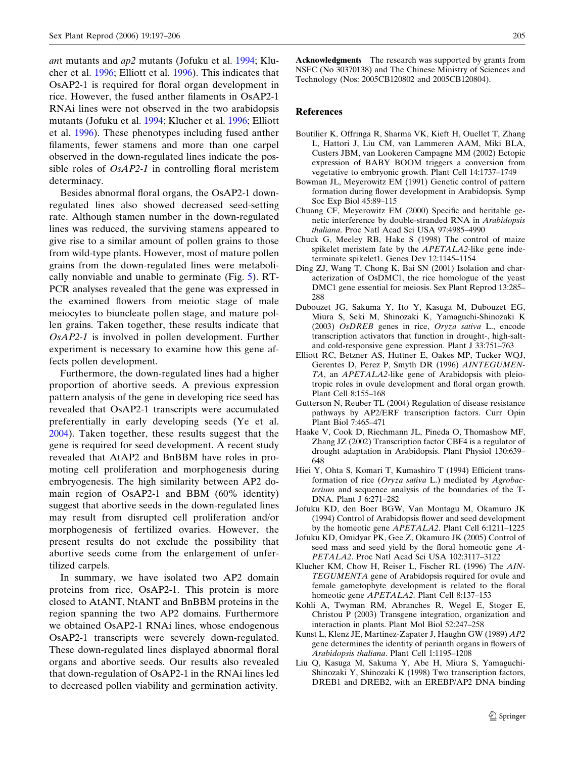*ant* mutants and *ap2* mutants (Jofuku et al. 1994; Klucher et al. 1996; Elliott et al. 1996). This indicates that OsAP2-1 is required for floral organ development in rice. However, the fused anther filaments in OsAP2-1 RNAi lines were not observed in the two arabidopsis mutants (Jofuku et al. 1994; Klucher et al. 1996; Elliott et al. 1996). These phenotypes including fused anther filaments, fewer stamens and more than one carpel observed in the down-regulated lines indicate the possible roles of *OsAP2-1* in controlling floral meristem determinacy.

Besides abnormal floral organs, the OsAP2-1 down-regulated lines also showed decreased seed-setting rate. Although stamen number in the down-regulated lines was reduced, the surviving stamens appeared to give rise to a similar amount of pollen grains to those from wild-type plants. However, most of mature pollen grains from the down-regulated lines were metabolically nonviable and unable to germinate (Fig. 5). RT-PCR analyses revealed that the gene was expressed in the examined flowers from meiotic stage of male meiocytes to biunceleate pollen stage, and mature pollen grains. Taken together, these results indicate that *OsAP2-1* is involved in pollen development. Further experiment is necessary to examine how this gene affects pollen development.

Furthermore, the down-regulated lines had a higher proportion of abortive seeds. A previous expression pattern analysis of the gene in developing rice seed has revealed that OsAP2-1 transcripts were accumulated preferentially in early developing seeds (Ye et al. 2004). Taken together, these results suggest that the gene is required for seed development. A recent study revealed that AtAP2 and BnBBM have roles in promoting cell proliferation and morphogenesis during embryogenesis. The high similarity between AP2 domain region of OsAP2-1 and BBM (60% identity) suggest that abortive seeds in the down-regulated lines may result from disrupted cell proliferation and/or morphogenesis of fertilized ovaries. However, the present results do not exclude the possibility that abortive seeds come from the enlargement of unfertilized carpels.

In summary, we have isolated two AP2 domain proteins from rice, OsAP2-1. This protein is more closed to AtANT, NtANT and BnBBM proteins in the region spanning the two AP2 domains. Furthermore we obtained OsAP2-1 RNAi lines, whose endogenous OsAP2-1 transcripts were severely down-regulated. These down-regulated lines displayed abnormal floral organs and abortive seeds. Our results also revealed that down-regulation of OsAP2-1 in the RNAi lines led to decreased pollen viability and germination activity.

**Acknowledgments** The research was supported by grants from NSFC (No 30370138) and The Chinese Ministry of Sciences and Technology (Nos: 2005CB120802 and 2005CB120804).

## References

Boutilier K, Offringa R, Sharma VK, Kieft H, Ouellet T, Zhang L, Hattori J, Liu CM, van Lammeren AAM, Miki BLA, Custers JBM, van Lookeren Campagne MM (2002) Ectopic expression of BABY BOOM triggers a conversion from vegetative to embryonic growth. Plant Cell 14:1737–1749

Bowman JL, Meyerowitz EM (1991) Genetic control of pattern formation during flower development in Arabidopsis. Symp Soc Exp Biol 45:89–115

Chuang CF, Meyerowitz EM (2000) Specific and heritable genetic interference by double-stranded RNA in *Arabidopsis thaliana*. Proc Natl Acad Sci USA 97:4985–4990

Chuck G, Meeley RB, Hake S (1998) The control of maize spikelet meristem fate by the *APETALA2*-like gene indeterminate spikelet1. Genes Dev 12:1145–1154

Ding ZJ, Wang T, Chong K, Bai SN (2001) Isolation and characterization of OsDMC1, the rice homologue of the yeast DMC1 gene essential for meiosis. Sex Plant Reprod 13:285–288

Dubouzet JG, Sakuma Y, Ito Y, Kasuga M, Dubouzet EG, Miura S, Seki M, Shinozaki K, Yamaguchi-Shinozaki K (2003) *OsDREB* genes in rice, *Oryza sativa* L., encode transcription activators that function in drought-, high-salt- and cold-responsive gene expression. Plant J 33:751–763

Elliott RC, Betzner AS, Huttner E, Oakes MP, Tucker WQJ, Gerentes D, Perez P, Smyth DR (1996) *AINTEGUMENTA*, an *APETALA2*-like gene of Arabidopsis with pleiotropic roles in ovule development and floral organ growth. Plant Cell 8:155–168

Gutterson N, Reuber TL (2004) Regulation of disease resistance pathways by AP2/ERF transcription factors. Curr Opin Plant Biol 7:465–471

Haake V, Cook D, Riechmann JL, Pineda O, Thomashow MF, Zhang JZ (2002) Transcription factor CBF4 is a regulator of drought adaptation in Arabidopsis. Plant Physiol 130:639–648

Hiei Y, Ohta S, Komari T, Kumashiro T (1994) Efficient transformation of rice (*Oryza sativa* L.) mediated by *Agrobacterium* and sequence analysis of the boundaries of the T-DNA. Plant J 6:271–282

Jofuku KD, den Boer BGW, Van Montagu M, Okamuro JK (1994) Control of Arabidopsis flower and seed development by the homeotic gene *APETALA2*. Plant Cell 6:1211–1225

Jofuku KD, Omidyar PK, Gee Z, Okamuro JK (2005) Control of seed mass and seed yield by the floral homeotic gene *APETALA2*. Proc Natl Acad Sci USA 102:3117–3122

Klucher KM, Chow H, Reiser L, Fischer RL (1996) The *AINTEGUMENTA* gene of Arabidopsis required for ovule and female gametophyte development is related to the floral homeotic gene *APETALA2*. Plant Cell 8:137–153

Kohli A, Twyman RM, Abranches R, Wegel E, Stoger E, Christou P (2003) Transgene integration, organization and interaction in plants. Plant Mol Biol 52:247–258

Kunst L, Klenz JE, Martinez-Zapater J, Haughn GW (1989) *AP2* gene determines the identity of perianth organs in flowers of *Arabidopsis thaliana*. Plant Cell 1:1195–1208

Liu Q, Kasuga M, Sakuma Y, Abe H, Miura S, Yamaguchi-Shinozaki Y, Shinozaki K (1998) Two transcription factors, DREB1 and DREB2, with an EREBP/AP2 DNA binding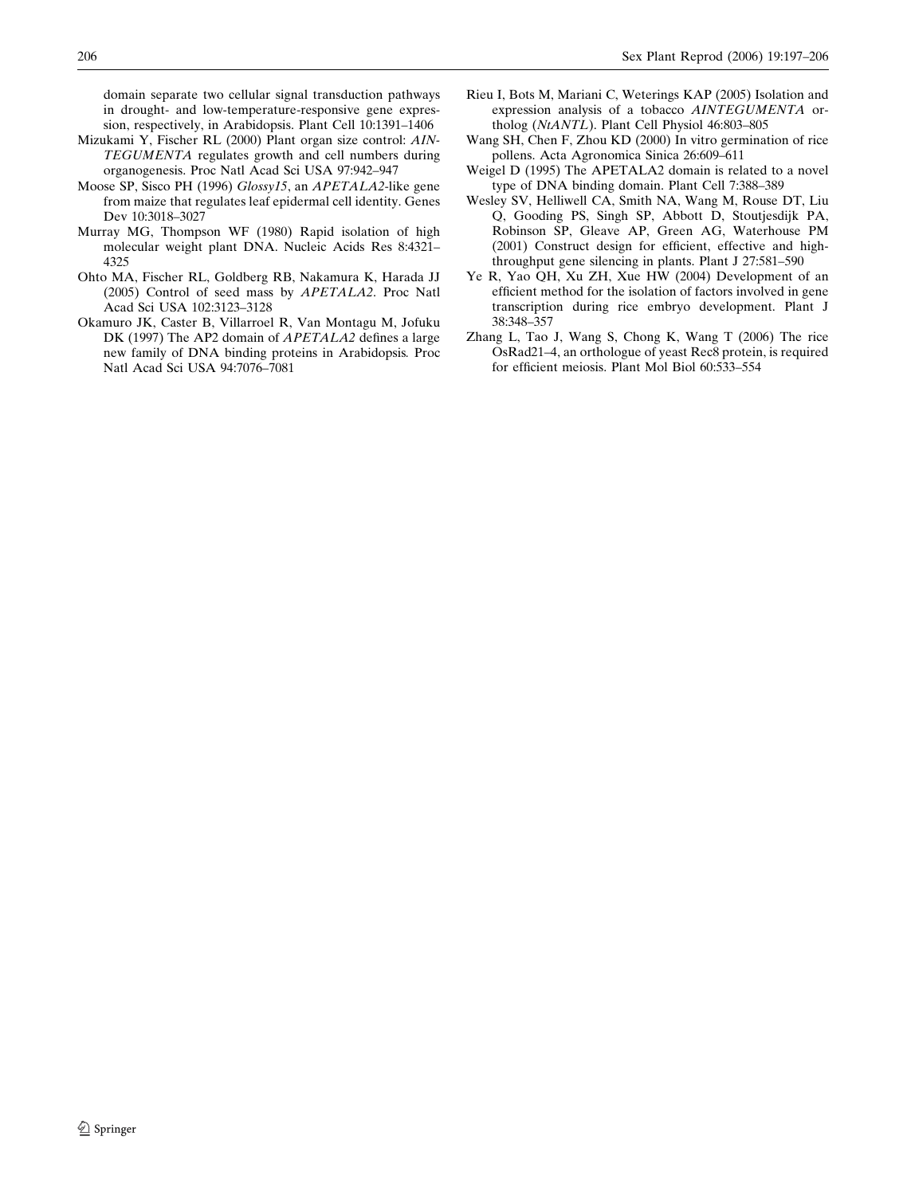domain separate two cellular signal transduction pathways in drought- and low-temperature-responsive gene expression, respectively, in Arabidopsis. Plant Cell 10:1391–1406

Mizukami Y, Fischer RL (2000) Plant organ size control: *AINTEGUMENTA* regulates growth and cell numbers during organogenesis. Proc Natl Acad Sci USA 97:942–947

Moose SP, Sisco PH (1996) *Glossy15*, an *APETALA2*-like gene from maize that regulates leaf epidermal cell identity. Genes Dev 10:3018–3027

Murray MG, Thompson WF (1980) Rapid isolation of high molecular weight plant DNA. Nucleic Acids Res 8:4321–4325

Ohto MA, Fischer RL, Goldberg RB, Nakamura K, Harada JJ (2005) Control of seed mass by *APETALA2*. Proc Natl Acad Sci USA 102:3123–3128

Okamuro JK, Caster B, Villarroel R, Van Montagu M, Jofuku DK (1997) The AP2 domain of *APETALA2* defines a large new family of DNA binding proteins in Arabidopsis. Proc Natl Acad Sci USA 94:7076–7081

Rieu I, Bots M, Mariani C, Weterings KAP (2005) Isolation and expression analysis of a tobacco *AINTEGUMENTA* ortholog (*NtANTL*). Plant Cell Physiol 46:803–805

Wang SH, Chen F, Zhou KD (2000) In vitro germination of rice pollens. Acta Agronomica Sinica 26:609–611

Weigel D (1995) The APETALA2 domain is related to a novel type of DNA binding domain. Plant Cell 7:388–389

Wesley SV, Helliwell CA, Smith NA, Wang M, Rouse DT, Liu Q, Gooding PS, Singh SP, Abbott D, Stoutjesdijk PA, Robinson SP, Gleave AP, Green AG, Waterhouse PM (2001) Construct design for efficient, effective and high-throughput gene silencing in plants. Plant J 27:581–590

Ye R, Yao QH, Xu ZH, Xue HW (2004) Development of an efficient method for the isolation of factors involved in gene transcription during rice embryo development. Plant J 38:348–357

Zhang L, Tao J, Wang S, Chong K, Wang T (2006) The rice OsRad21–4, an orthologue of yeast Rec8 protein, is required for efficient meiosis. Plant Mol Biol 60:533–554